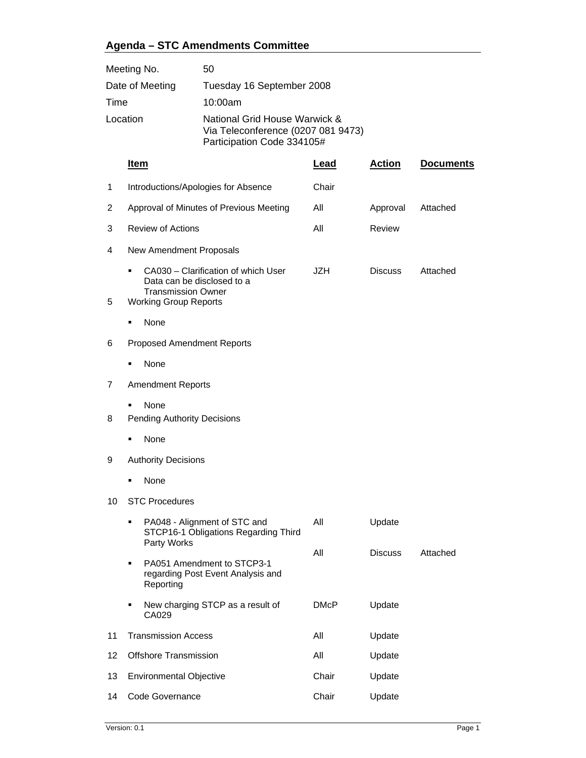## Agenda – STC Amendments Committee

| | |
|---|---|
| Meeting No. | 50 |
| Date of Meeting | Tuesday 16 September 2008 |
| Time | 10:00am |
| Location | National Grid House Warwick & Via Teleconference (0207 081 9473) Participation Code 334105# |

| | Item | Lead | Action | Documents |
|---|---|---|---|---|
| 1 | Introductions/Apologies for Absence | Chair | | |
| 2 | Approval of Minutes of Previous Meeting | All | Approval | Attached |
| 3 | Review of Actions | All | Review | |
| 4 | New Amendment Proposals | | | |
| | ▪ CA030 – Clarification of which User Data can be disclosed to a Transmission Owner | JZH | Discuss | Attached |
| 5 | Working Group Reports | | | |
| | ▪ None | | | |
| 6 | Proposed Amendment Reports | | | |
| | ▪ None | | | |
| 7 | Amendment Reports | | | |
| | ▪ None | | | |
| 8 | Pending Authority Decisions | | | |
| | ▪ None | | | |
| 9 | Authority Decisions | | | |
| | ▪ None | | | |
| 10 | STC Procedures | | | |
| | ▪ PA048 - Alignment of STC and STCP16-1 Obligations Regarding Third Party Works | All | Update | |
| | ▪ PA051 Amendment to STCP3-1 regarding Post Event Analysis and Reporting | All | Discuss | Attached |
| | ▪ New charging STCP as a result of CA029 | DMcP | Update | |
| 11 | Transmission Access | All | Update | |
| 12 | Offshore Transmission | All | Update | |
| 13 | Environmental Objective | Chair | Update | |
| 14 | Code Governance | Chair | Update | |

Version: 0.1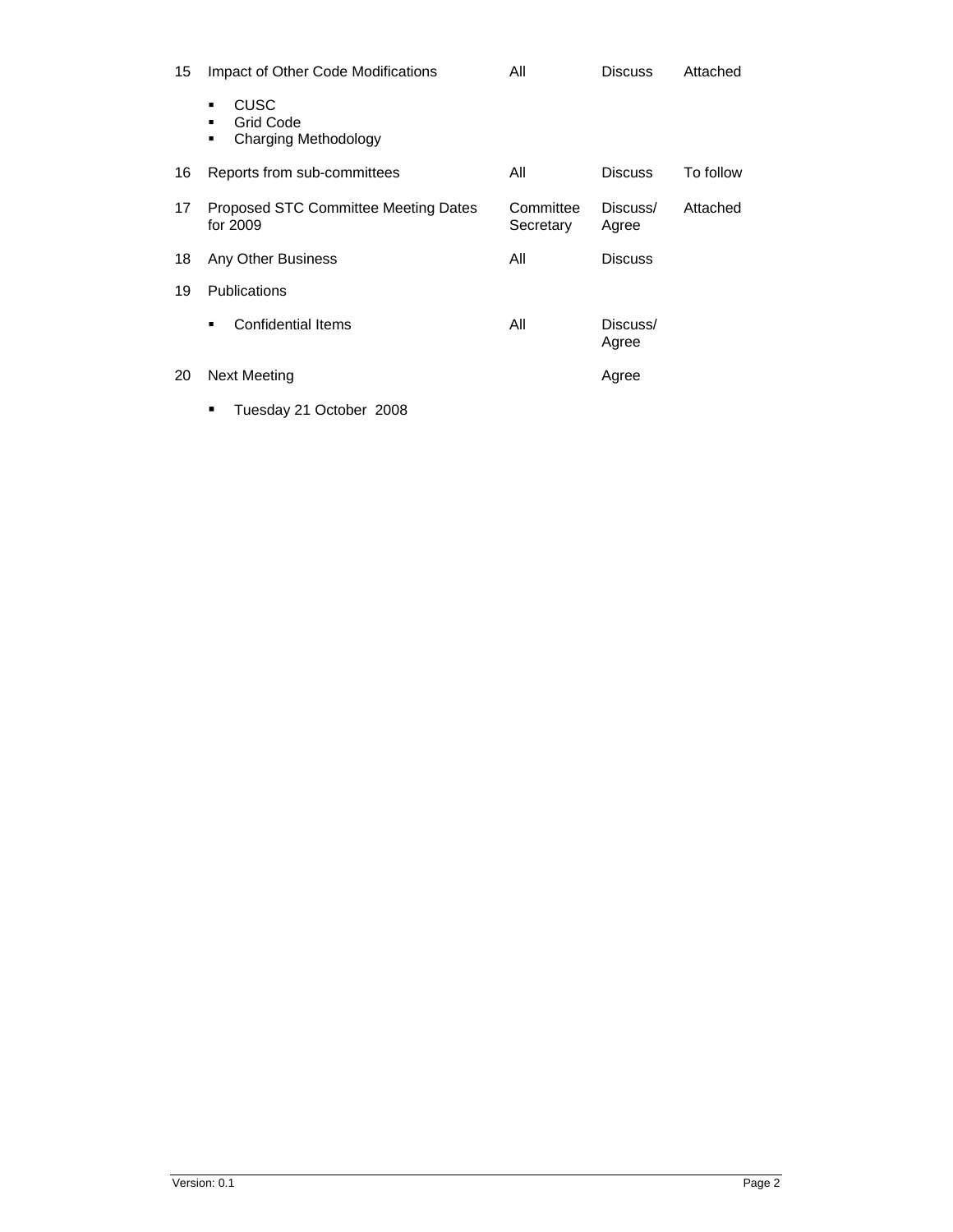| | | | | |
|---|---|---|---|---|
| 15 | Impact of Other Code Modifications<br>▪ CUSC<br>▪ Grid Code<br>▪ Charging Methodology | All | Discuss | Attached |
| 16 | Reports from sub-committees | All | Discuss | To follow |
| 17 | Proposed STC Committee Meeting Dates for 2009 | Committee Secretary | Discuss/ Agree | Attached |
| 18 | Any Other Business | All | Discuss | |
| 19 | Publications | | | |
| | ▪ Confidential Items | All | Discuss/ Agree | |
| 20 | Next Meeting | | Agree | |
| | ▪ Tuesday 21 October 2008 | | | |

Version: 0.1